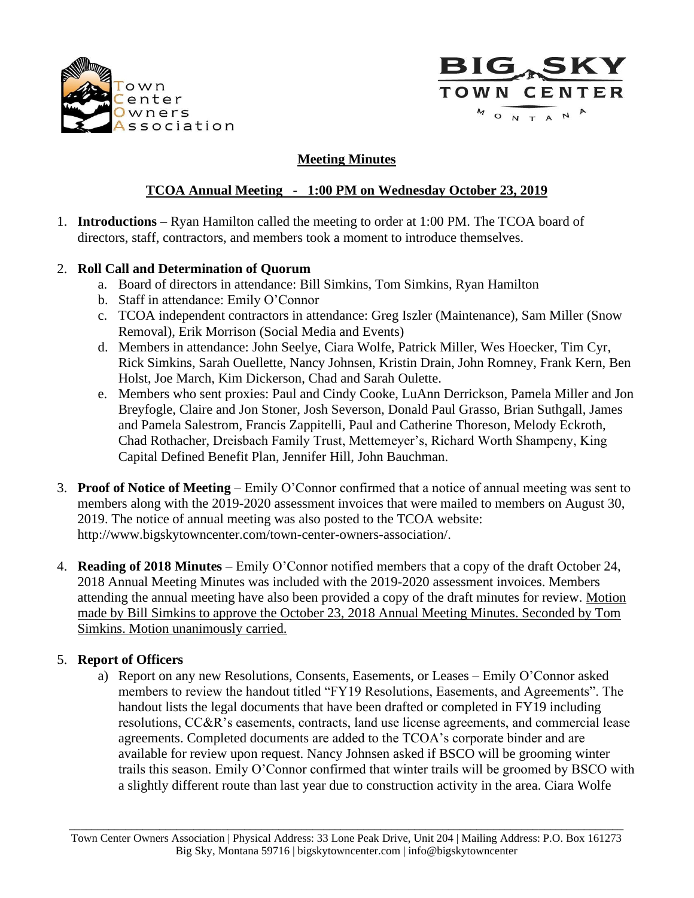Town Center Owners Association

BIG SKY TOWN CENTER MONTANA

## Meeting Minutes

### TCOA Annual Meeting - 1:00 PM on Wednesday October 23, 2019

1. **Introductions** – Ryan Hamilton called the meeting to order at 1:00 PM. The TCOA board of directors, staff, contractors, and members took a moment to introduce themselves.

2. **Roll Call and Determination of Quorum**
   a. Board of directors in attendance: Bill Simkins, Tom Simkins, Ryan Hamilton
   b. Staff in attendance: Emily O'Connor
   c. TCOA independent contractors in attendance: Greg Iszler (Maintenance), Sam Miller (Snow Removal), Erik Morrison (Social Media and Events)
   d. Members in attendance: John Seelye, Ciara Wolfe, Patrick Miller, Wes Hoecker, Tim Cyr, Rick Simkins, Sarah Ouellette, Nancy Johnsen, Kristin Drain, John Romney, Frank Kern, Ben Holst, Joe March, Kim Dickerson, Chad and Sarah Oulette.
   e. Members who sent proxies: Paul and Cindy Cooke, LuAnn Derrickson, Pamela Miller and Jon Breyfogle, Claire and Jon Stoner, Josh Severson, Donald Paul Grasso, Brian Suthgall, James and Pamela Salestrom, Francis Zappitelli, Paul and Catherine Thoreson, Melody Eckroth, Chad Rothacher, Dreisbach Family Trust, Mettemeyer's, Richard Worth Shampeny, King Capital Defined Benefit Plan, Jennifer Hill, John Bauchman.

3. **Proof of Notice of Meeting** – Emily O'Connor confirmed that a notice of annual meeting was sent to members along with the 2019-2020 assessment invoices that were mailed to members on August 30, 2019. The notice of annual meeting was also posted to the TCOA website: http://www.bigskytowncenter.com/town-center-owners-association/.

4. **Reading of 2018 Minutes** – Emily O'Connor notified members that a copy of the draft October 24, 2018 Annual Meeting Minutes was included with the 2019-2020 assessment invoices. Members attending the annual meeting have also been provided a copy of the draft minutes for review. Motion made by Bill Simkins to approve the October 23, 2018 Annual Meeting Minutes. Seconded by Tom Simkins. Motion unanimously carried.

5. **Report of Officers**
   a) Report on any new Resolutions, Consents, Easements, or Leases – Emily O'Connor asked members to review the handout titled "FY19 Resolutions, Easements, and Agreements". The handout lists the legal documents that have been drafted or completed in FY19 including resolutions, CC&R's easements, contracts, land use license agreements, and commercial lease agreements. Completed documents are added to the TCOA's corporate binder and are available for review upon request. Nancy Johnsen asked if BSCO will be grooming winter trails this season. Emily O'Connor confirmed that winter trails will be groomed by BSCO with a slightly different route than last year due to construction activity in the area. Ciara Wolfe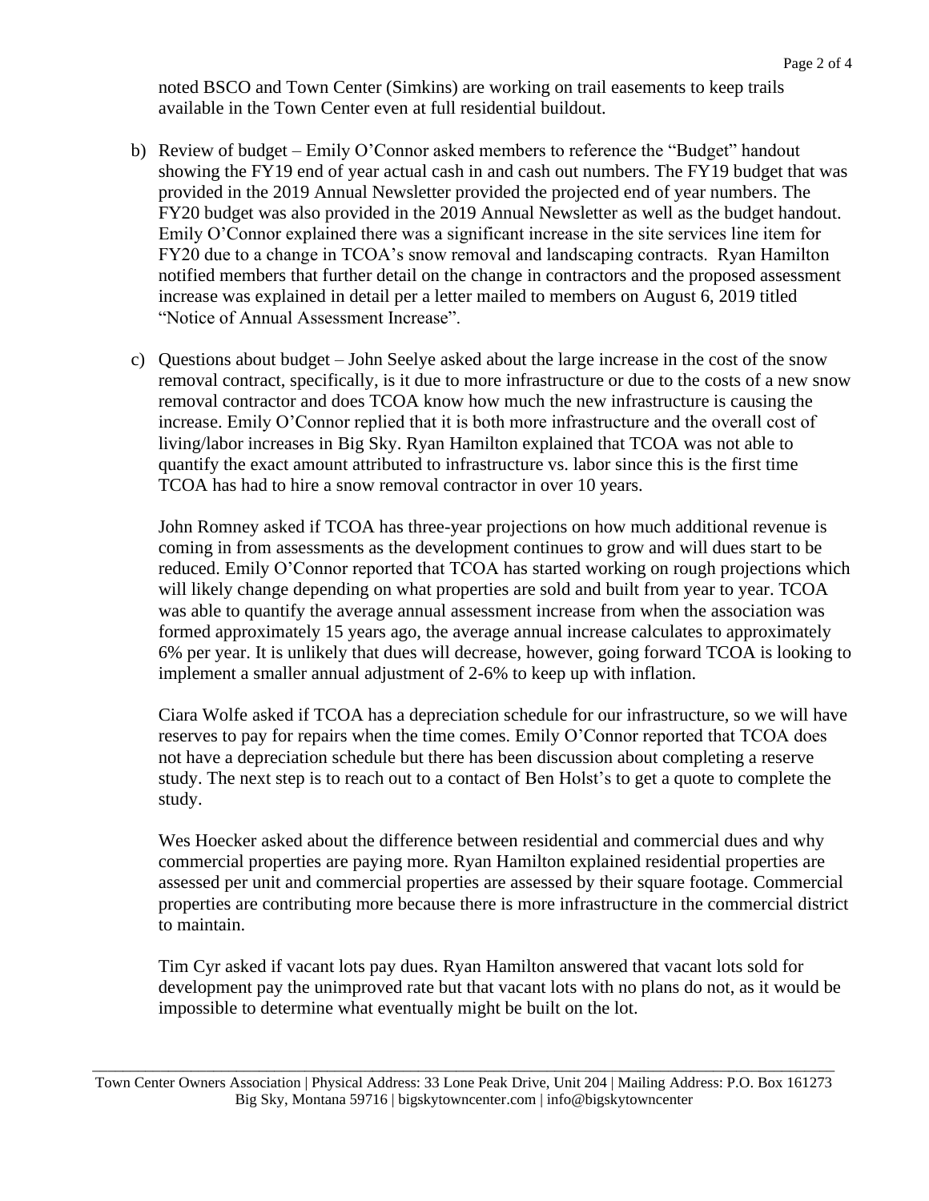noted BSCO and Town Center (Simkins) are working on trail easements to keep trails available in the Town Center even at full residential buildout.

b) Review of budget – Emily O'Connor asked members to reference the "Budget" handout showing the FY19 end of year actual cash in and cash out numbers. The FY19 budget that was provided in the 2019 Annual Newsletter provided the projected end of year numbers. The FY20 budget was also provided in the 2019 Annual Newsletter as well as the budget handout. Emily O'Connor explained there was a significant increase in the site services line item for FY20 due to a change in TCOA's snow removal and landscaping contracts. Ryan Hamilton notified members that further detail on the change in contractors and the proposed assessment increase was explained in detail per a letter mailed to members on August 6, 2019 titled "Notice of Annual Assessment Increase".

c) Questions about budget – John Seelye asked about the large increase in the cost of the snow removal contract, specifically, is it due to more infrastructure or due to the costs of a new snow removal contractor and does TCOA know how much the new infrastructure is causing the increase. Emily O'Connor replied that it is both more infrastructure and the overall cost of living/labor increases in Big Sky. Ryan Hamilton explained that TCOA was not able to quantify the exact amount attributed to infrastructure vs. labor since this is the first time TCOA has had to hire a snow removal contractor in over 10 years.

   John Romney asked if TCOA has three-year projections on how much additional revenue is coming in from assessments as the development continues to grow and will dues start to be reduced. Emily O'Connor reported that TCOA has started working on rough projections which will likely change depending on what properties are sold and built from year to year. TCOA was able to quantify the average annual assessment increase from when the association was formed approximately 15 years ago, the average annual increase calculates to approximately 6% per year. It is unlikely that dues will decrease, however, going forward TCOA is looking to implement a smaller annual adjustment of 2-6% to keep up with inflation.

   Ciara Wolfe asked if TCOA has a depreciation schedule for our infrastructure, so we will have reserves to pay for repairs when the time comes. Emily O'Connor reported that TCOA does not have a depreciation schedule but there has been discussion about completing a reserve study. The next step is to reach out to a contact of Ben Holst's to get a quote to complete the study.

   Wes Hoecker asked about the difference between residential and commercial dues and why commercial properties are paying more. Ryan Hamilton explained residential properties are assessed per unit and commercial properties are assessed by their square footage. Commercial properties are contributing more because there is more infrastructure in the commercial district to maintain.

   Tim Cyr asked if vacant lots pay dues. Ryan Hamilton answered that vacant lots sold for development pay the unimproved rate but that vacant lots with no plans do not, as it would be impossible to determine what eventually might be built on the lot.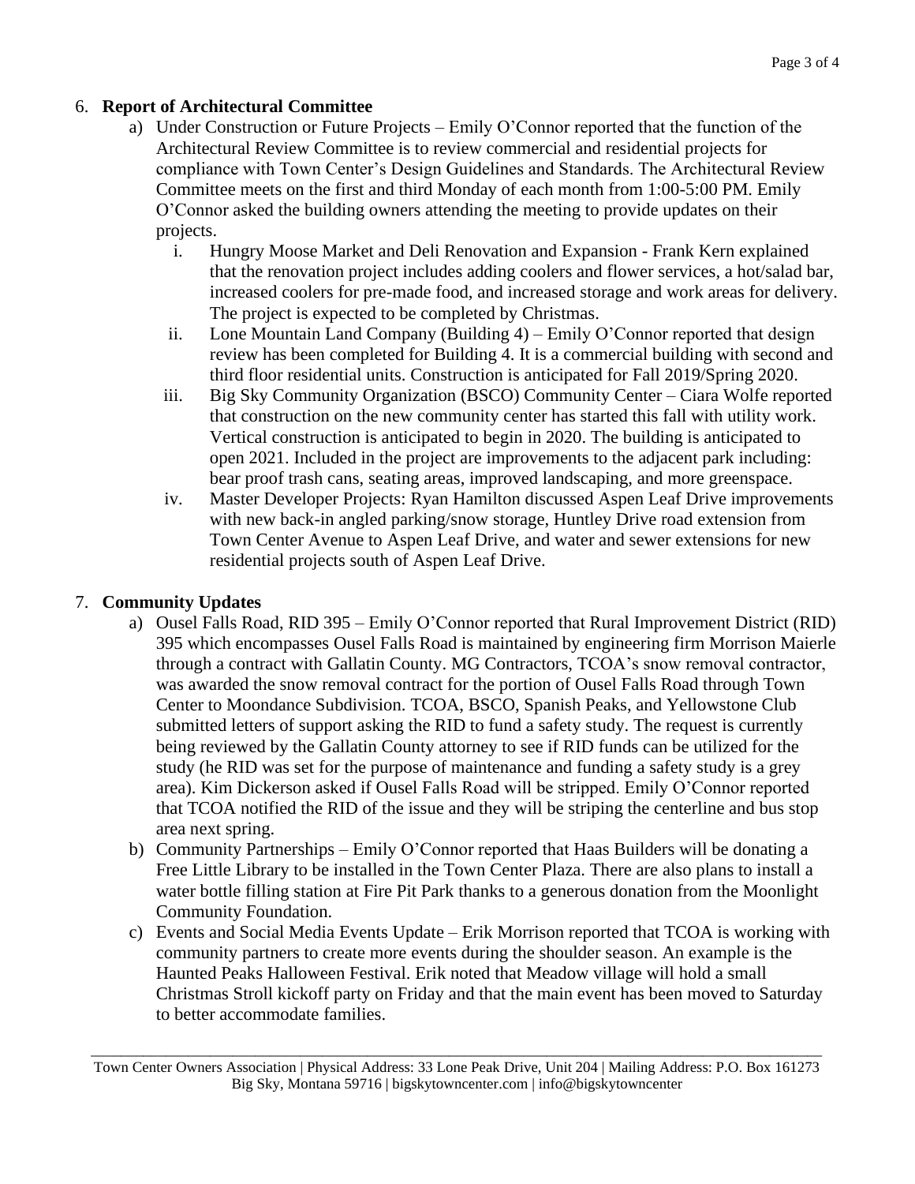6. **Report of Architectural Committee**
   a) Under Construction or Future Projects – Emily O'Connor reported that the function of the Architectural Review Committee is to review commercial and residential projects for compliance with Town Center's Design Guidelines and Standards. The Architectural Review Committee meets on the first and third Monday of each month from 1:00-5:00 PM. Emily O'Connor asked the building owners attending the meeting to provide updates on their projects.
      i. Hungry Moose Market and Deli Renovation and Expansion - Frank Kern explained that the renovation project includes adding coolers and flower services, a hot/salad bar, increased coolers for pre-made food, and increased storage and work areas for delivery. The project is expected to be completed by Christmas.
      ii. Lone Mountain Land Company (Building 4) – Emily O'Connor reported that design review has been completed for Building 4. It is a commercial building with second and third floor residential units. Construction is anticipated for Fall 2019/Spring 2020.
      iii. Big Sky Community Organization (BSCO) Community Center – Ciara Wolfe reported that construction on the new community center has started this fall with utility work. Vertical construction is anticipated to begin in 2020. The building is anticipated to open 2021. Included in the project are improvements to the adjacent park including: bear proof trash cans, seating areas, improved landscaping, and more greenspace.
      iv. Master Developer Projects: Ryan Hamilton discussed Aspen Leaf Drive improvements with new back-in angled parking/snow storage, Huntley Drive road extension from Town Center Avenue to Aspen Leaf Drive, and water and sewer extensions for new residential projects south of Aspen Leaf Drive.

7. **Community Updates**
   a) Ousel Falls Road, RID 395 – Emily O'Connor reported that Rural Improvement District (RID) 395 which encompasses Ousel Falls Road is maintained by engineering firm Morrison Maierle through a contract with Gallatin County. MG Contractors, TCOA's snow removal contractor, was awarded the snow removal contract for the portion of Ousel Falls Road through Town Center to Moondance Subdivision. TCOA, BSCO, Spanish Peaks, and Yellowstone Club submitted letters of support asking the RID to fund a safety study. The request is currently being reviewed by the Gallatin County attorney to see if RID funds can be utilized for the study (he RID was set for the purpose of maintenance and funding a safety study is a grey area). Kim Dickerson asked if Ousel Falls Road will be stripped. Emily O'Connor reported that TCOA notified the RID of the issue and they will be striping the centerline and bus stop area next spring.
   b) Community Partnerships – Emily O'Connor reported that Haas Builders will be donating a Free Little Library to be installed in the Town Center Plaza. There are also plans to install a water bottle filling station at Fire Pit Park thanks to a generous donation from the Moonlight Community Foundation.
   c) Events and Social Media Events Update – Erik Morrison reported that TCOA is working with community partners to create more events during the shoulder season. An example is the Haunted Peaks Halloween Festival. Erik noted that Meadow village will hold a small Christmas Stroll kickoff party on Friday and that the main event has been moved to Saturday to better accommodate families.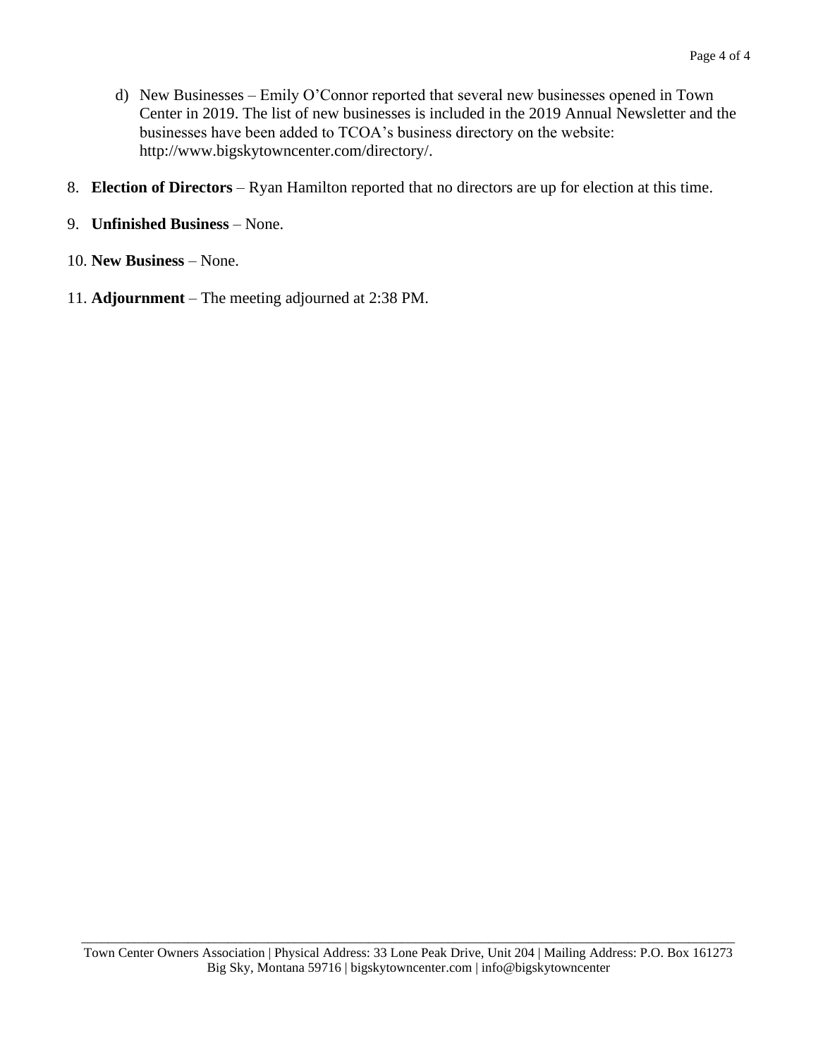d) New Businesses – Emily O'Connor reported that several new businesses opened in Town Center in 2019. The list of new businesses is included in the 2019 Annual Newsletter and the businesses have been added to TCOA's business directory on the website: http://www.bigskytowncenter.com/directory/.

8. **Election of Directors** – Ryan Hamilton reported that no directors are up for election at this time.

9. **Unfinished Business** – None.

10. **New Business** – None.

11. **Adjournment** – The meeting adjourned at 2:38 PM.